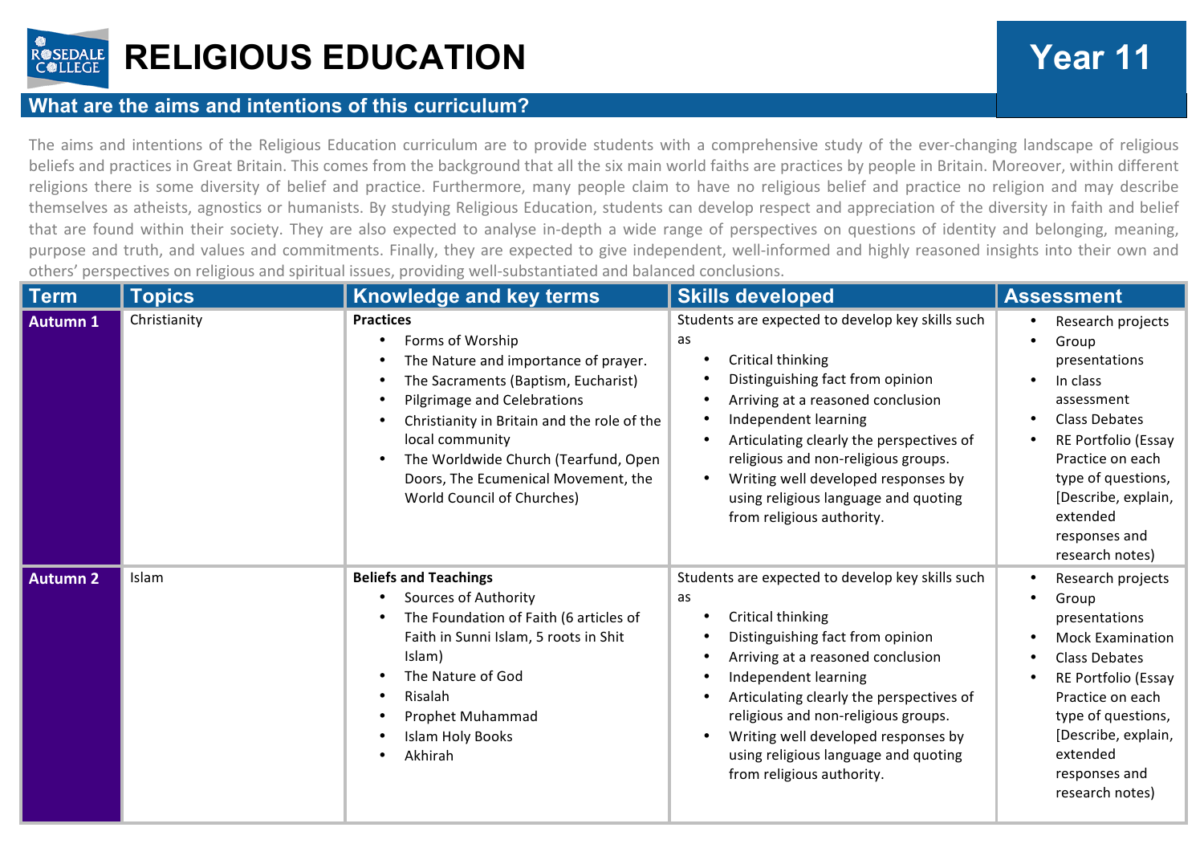# RELIGIOUS EDUCATION

## Year 11

## What are the aims and intentions of this curriculum?

The aims and intentions of the Religious Education curriculum are to provide students with a comprehensive study of the ever-changing landscape of religious beliefs and practices in Great Britain. This comes from the background that all the six main world faiths are practices by people in Britain. Moreover, within different religions there is some diversity of belief and practice. Furthermore, many people claim to have no religious belief and practice no religion and may describe themselves as atheists, agnostics or humanists. By studying Religious Education, students can develop respect and appreciation of the diversity in faith and belief that are found within their society. They are also expected to analyse in-depth a wide range of perspectives on questions of identity and belonging, meaning, purpose and truth, and values and commitments. Finally, they are expected to give independent, well-informed and highly reasoned insights into their own and others' perspectives on religious and spiritual issues, providing well-substantiated and balanced conclusions.

| Term | Topics | Knowledge and key terms | Skills developed | Assessment |
|---|---|---|---|---|
| **Autumn 1** | Christianity | **Practices**<br>• Forms of Worship<br>• The Nature and importance of prayer.<br>• The Sacraments (Baptism, Eucharist)<br>• Pilgrimage and Celebrations<br>• Christianity in Britain and the role of the local community<br>• The Worldwide Church (Tearfund, Open Doors, The Ecumenical Movement, the World Council of Churches) | Students are expected to develop key skills such as<br>• Critical thinking<br>• Distinguishing fact from opinion<br>• Arriving at a reasoned conclusion<br>• Independent learning<br>• Articulating clearly the perspectives of religious and non-religious groups.<br>• Writing well developed responses by using religious language and quoting from religious authority. | • Research projects<br>• Group presentations<br>• In class assessment<br>• Class Debates<br>• RE Portfolio (Essay Practice on each type of questions, [Describe, explain, extended responses and research notes) |
| **Autumn 2** | Islam | **Beliefs and Teachings**<br>• Sources of Authority<br>• The Foundation of Faith (6 articles of Faith in Sunni Islam, 5 roots in Shit Islam)<br>• The Nature of God<br>• Risalah<br>• Prophet Muhammad<br>• Islam Holy Books<br>• Akhirah | Students are expected to develop key skills such as<br>• Critical thinking<br>• Distinguishing fact from opinion<br>• Arriving at a reasoned conclusion<br>• Independent learning<br>• Articulating clearly the perspectives of religious and non-religious groups.<br>• Writing well developed responses by using religious language and quoting from religious authority. | • Research projects<br>• Group presentations<br>• Mock Examination<br>• Class Debates<br>• RE Portfolio (Essay Practice on each type of questions, [Describe, explain, extended responses and research notes) |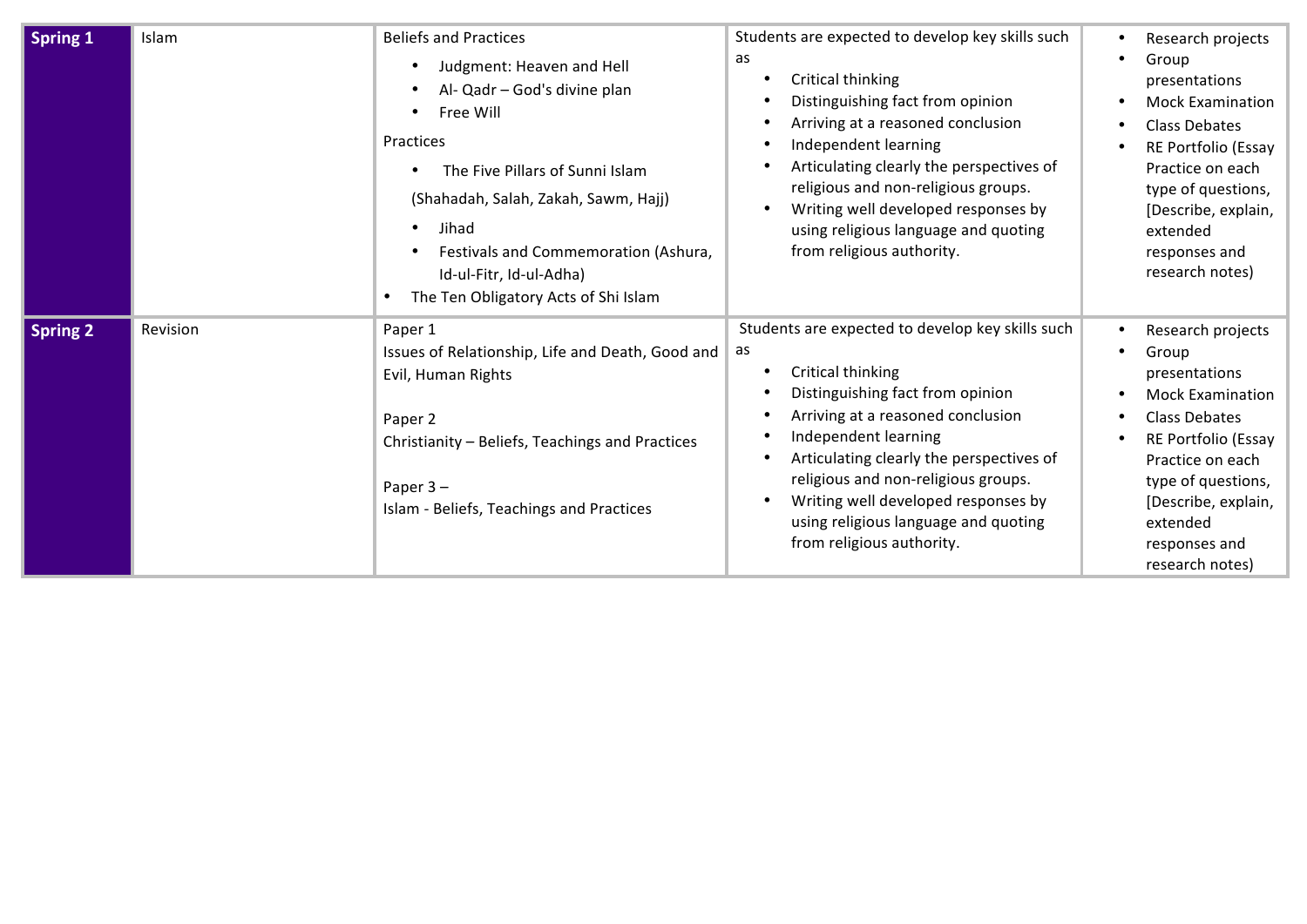| | | | | |
|---|---|---|---|---|
| **Spring 1** | Islam | Beliefs and Practices<br>• Judgment: Heaven and Hell<br>• Al- Qadr – God's divine plan<br>• Free Will<br>Practices<br>• The Five Pillars of Sunni Islam (Shahadah, Salah, Zakah, Sawm, Hajj)<br>• Jihad<br>• Festivals and Commemoration (Ashura, Id-ul-Fitr, Id-ul-Adha)<br>• The Ten Obligatory Acts of Shi Islam | Students are expected to develop key skills such as<br>• Critical thinking<br>• Distinguishing fact from opinion<br>• Arriving at a reasoned conclusion<br>• Independent learning<br>• Articulating clearly the perspectives of religious and non-religious groups.<br>• Writing well developed responses by using religious language and quoting from religious authority. | • Research projects<br>• Group presentations<br>• Mock Examination<br>• Class Debates<br>• RE Portfolio (Essay Practice on each type of questions, [Describe, explain, extended responses and research notes) |
| **Spring 2** | Revision | Paper 1<br>Issues of Relationship, Life and Death, Good and Evil, Human Rights<br><br>Paper 2<br>Christianity – Beliefs, Teachings and Practices<br><br>Paper 3 –<br>Islam - Beliefs, Teachings and Practices | Students are expected to develop key skills such as<br>• Critical thinking<br>• Distinguishing fact from opinion<br>• Arriving at a reasoned conclusion<br>• Independent learning<br>• Articulating clearly the perspectives of religious and non-religious groups.<br>• Writing well developed responses by using religious language and quoting from religious authority. | • Research projects<br>• Group presentations<br>• Mock Examination<br>• Class Debates<br>• RE Portfolio (Essay Practice on each type of questions, [Describe, explain, extended responses and research notes) |